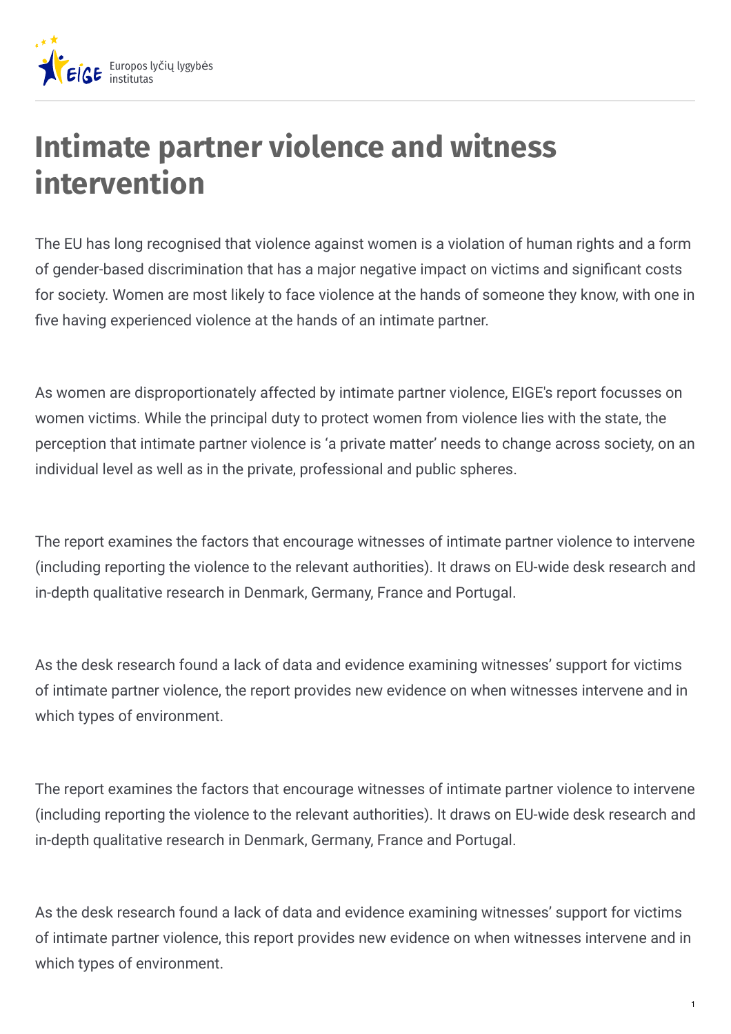# Intimate partner violence and witness intervention

The EU has long recognised that violence against women is a violation of human rights and a form of gender-based discrimination that has a major negative impact on victims and significant costs for society. Women are most likely to face violence at the hands of someone they know, with one in five having experienced violence at the hands of an intimate partner.

As women are disproportionately affected by intimate partner violence, EIGE's report focusses on women victims. While the principal duty to protect women from violence lies with the state, the perception that intimate partner violence is 'a private matter' needs to change across society, on an individual level as well as in the private, professional and public spheres.

The report examines the factors that encourage witnesses of intimate partner violence to intervene (including reporting the violence to the relevant authorities). It draws on EU-wide desk research and in-depth qualitative research in Denmark, Germany, France and Portugal.

As the desk research found a lack of data and evidence examining witnesses' support for victims of intimate partner violence, the report provides new evidence on when witnesses intervene and in which types of environment.

The report examines the factors that encourage witnesses of intimate partner violence to intervene (including reporting the violence to the relevant authorities). It draws on EU-wide desk research and in-depth qualitative research in Denmark, Germany, France and Portugal.

As the desk research found a lack of data and evidence examining witnesses' support for victims of intimate partner violence, this report provides new evidence on when witnesses intervene and in which types of environment.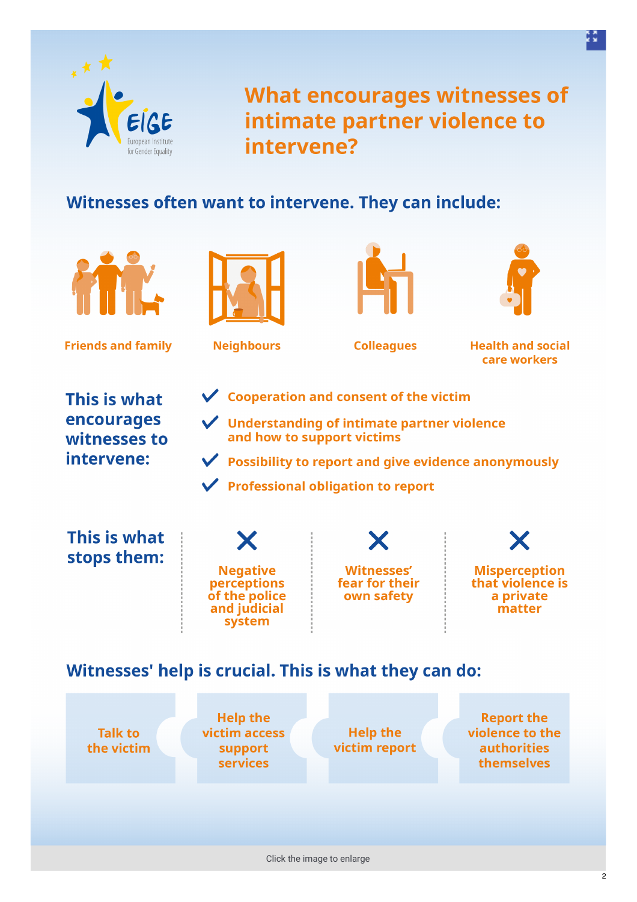# What encourages witnesses of intimate partner violence to intervene?

## Witnesses often want to intervene. They can include:

- Friends and family
- Neighbours
- Colleagues
- Health and social care workers

## This is what encourages witnesses to intervene:

- Cooperation and consent of the victim
- Understanding of intimate partner violence and how to support victims
- Possibility to report and give evidence anonymously
- Professional obligation to report

## This is what stops them:

- Negative perceptions of the police and judicial system
- Witnesses' fear for their own safety
- Misperception that violence is a private matter

## Witnesses' help is crucial. This is what they can do:

- Talk to the victim
- Help the victim access support services
- Help the victim report
- Report the violence to the authorities themselves

Click the image to enlarge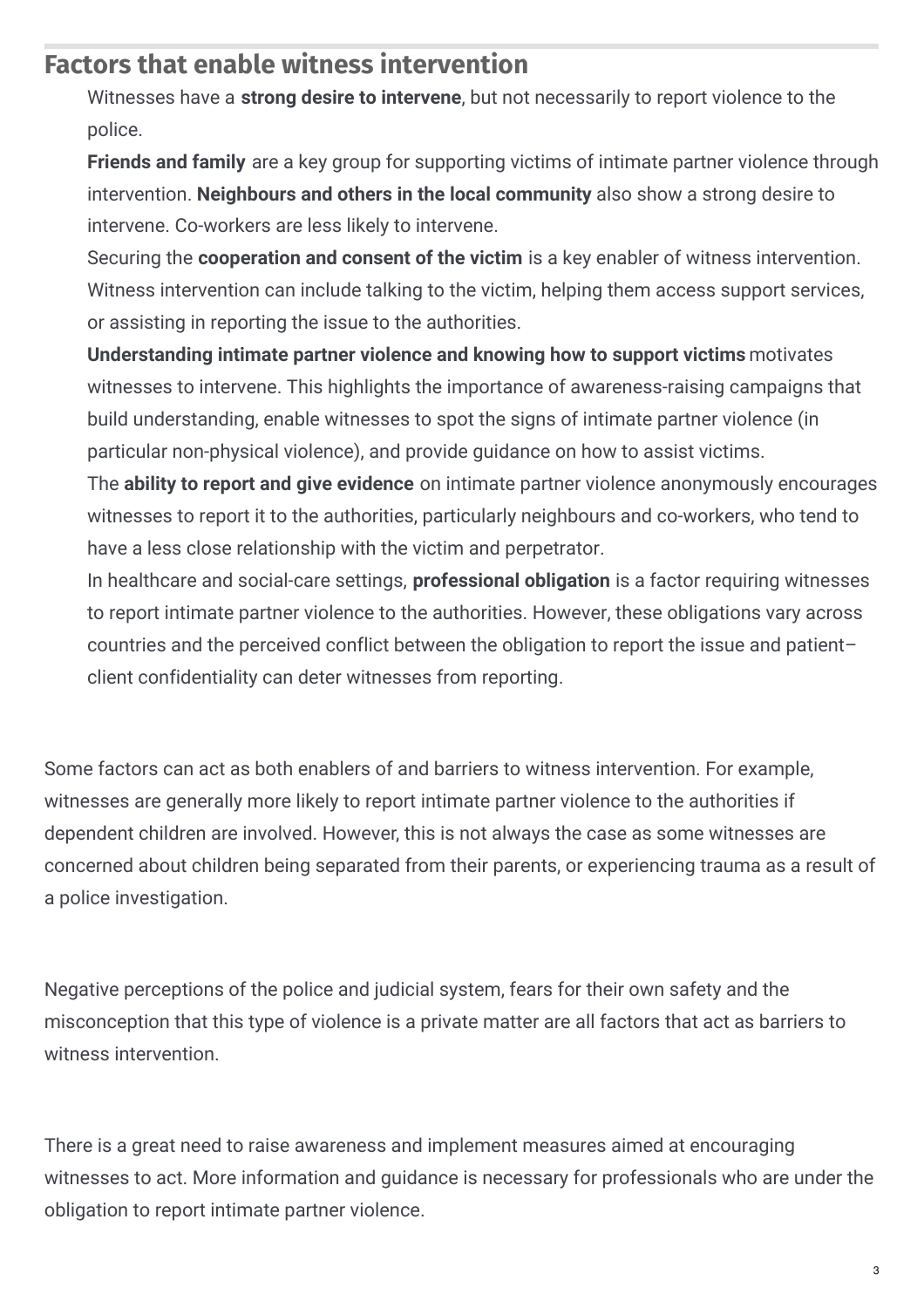## Factors that enable witness intervention

- Witnesses have a **strong desire to intervene**, but not necessarily to report violence to the police.
- **Friends and family** are a key group for supporting victims of intimate partner violence through intervention. **Neighbours and others in the local community** also show a strong desire to intervene. Co-workers are less likely to intervene.
- Securing the **cooperation and consent of the victim** is a key enabler of witness intervention. Witness intervention can include talking to the victim, helping them access support services, or assisting in reporting the issue to the authorities.
- **Understanding intimate partner violence and knowing how to support victims** motivates witnesses to intervene. This highlights the importance of awareness-raising campaigns that build understanding, enable witnesses to spot the signs of intimate partner violence (in particular non-physical violence), and provide guidance on how to assist victims.
- The **ability to report and give evidence** on intimate partner violence anonymously encourages witnesses to report it to the authorities, particularly neighbours and co-workers, who tend to have a less close relationship with the victim and perpetrator.
- In healthcare and social-care settings, **professional obligation** is a factor requiring witnesses to report intimate partner violence to the authorities. However, these obligations vary across countries and the perceived conflict between the obligation to report the issue and patient–client confidentiality can deter witnesses from reporting.

Some factors can act as both enablers of and barriers to witness intervention. For example, witnesses are generally more likely to report intimate partner violence to the authorities if dependent children are involved. However, this is not always the case as some witnesses are concerned about children being separated from their parents, or experiencing trauma as a result of a police investigation.

Negative perceptions of the police and judicial system, fears for their own safety and the misconception that this type of violence is a private matter are all factors that act as barriers to witness intervention.

There is a great need to raise awareness and implement measures aimed at encouraging witnesses to act. More information and guidance is necessary for professionals who are under the obligation to report intimate partner violence.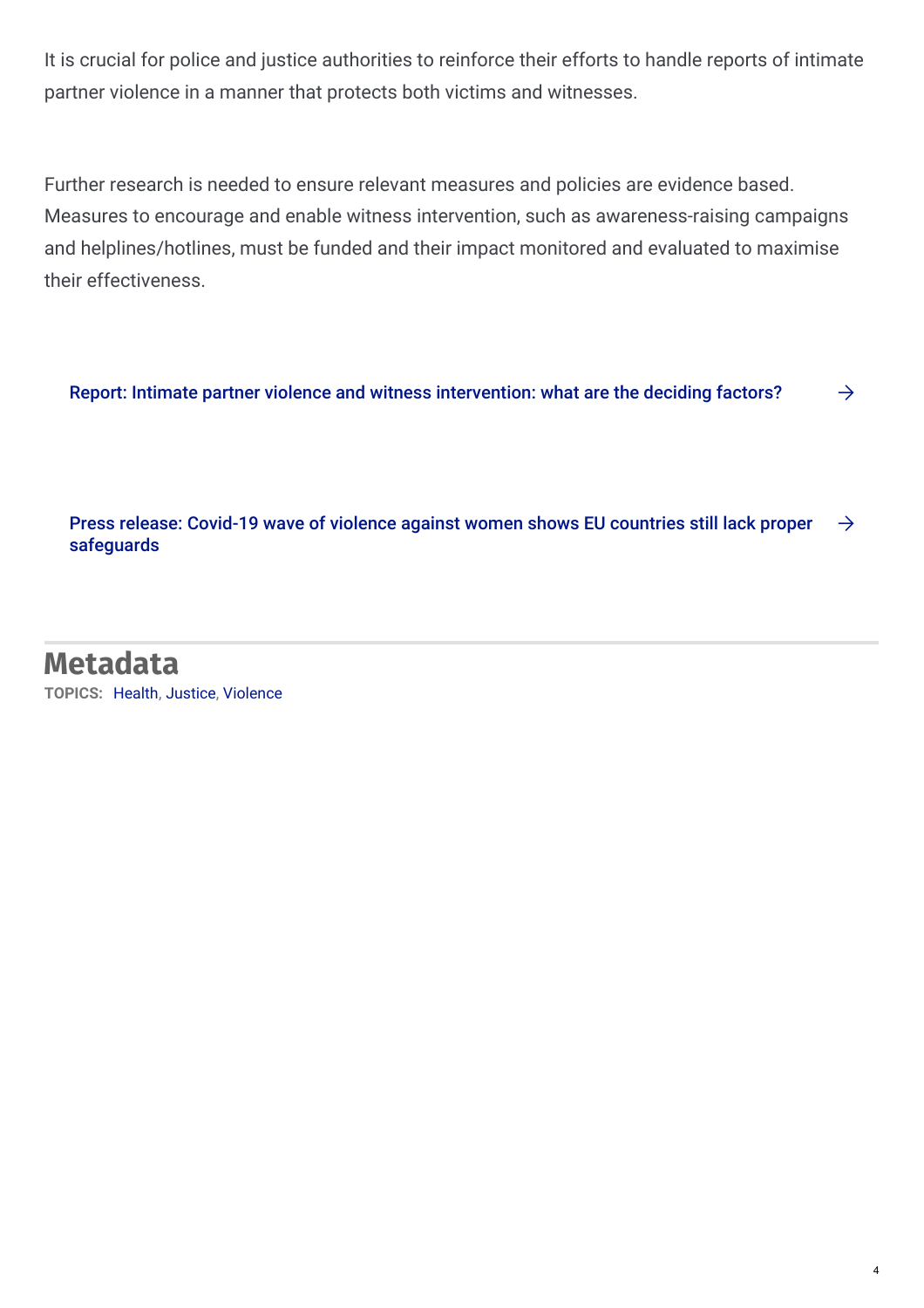It is crucial for police and justice authorities to reinforce their efforts to handle reports of intimate partner violence in a manner that protects both victims and witnesses.

Further research is needed to ensure relevant measures and policies are evidence based. Measures to encourage and enable witness intervention, such as awareness-raising campaigns and helplines/hotlines, must be funded and their impact monitored and evaluated to maximise their effectiveness.

Report: Intimate partner violence and witness intervention: what are the deciding factors? →

Press release: Covid-19 wave of violence against women shows EU countries still lack proper safeguards →

## Metadata

**TOPICS:** Health, Justice, Violence